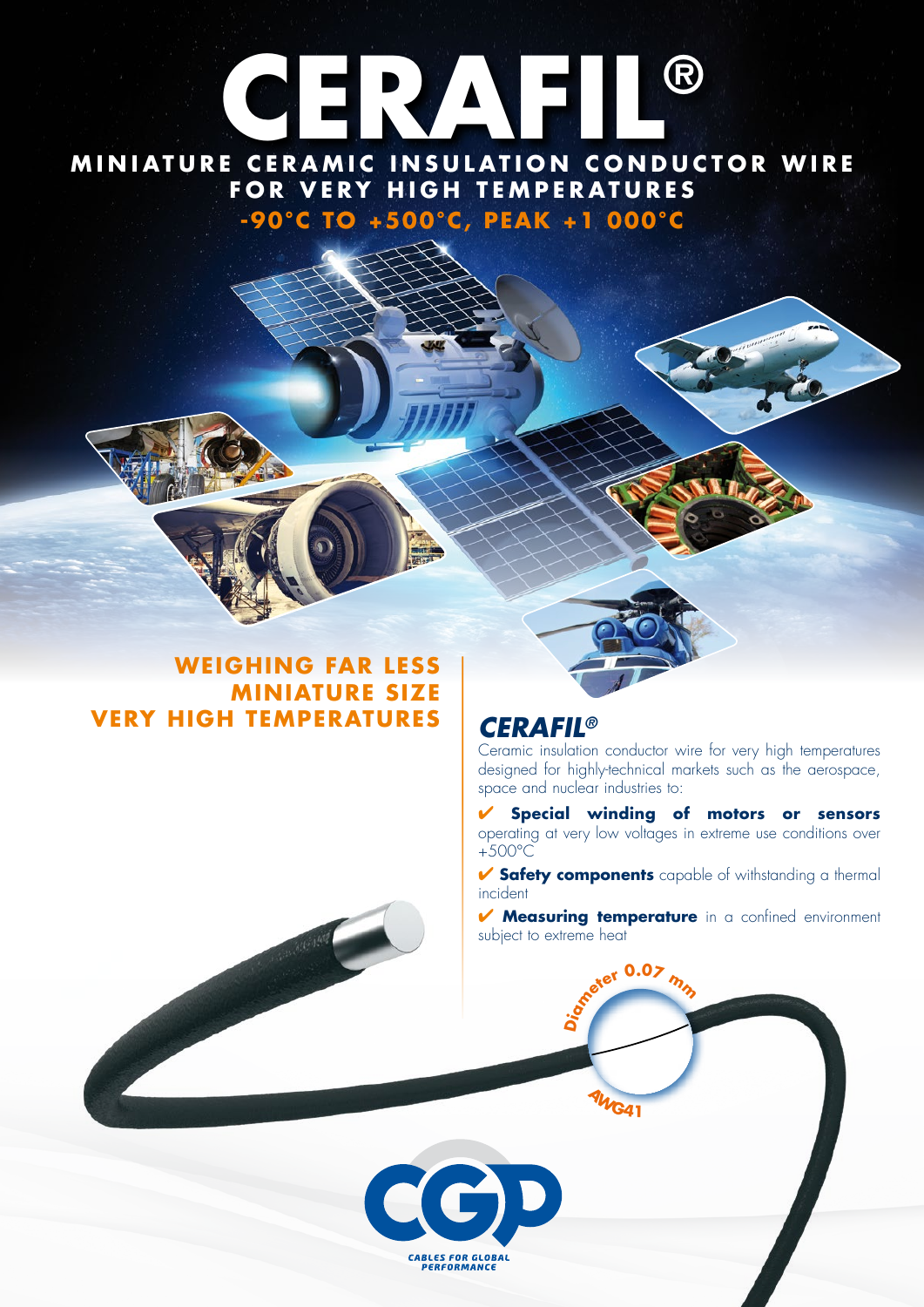# CERAFIL®

## MINIATURE CERAMIC INSULATION CONDUCTOR WIRE FOR VERY HIGH TEMPERATURES

**-90°C TO +500°C, PEAK +1 000°C**

**WEIGHING FAR LESS**
**MINIATURE SIZE**
**VERY HIGH TEMPERATURES**

### *CERAFIL®*

Ceramic insulation conductor wire for very high temperatures designed for highly-technical markets such as the aerospace, space and nuclear industries to:

- ✔ **Special winding of motors or sensors** operating at very low voltages in extreme use conditions over +500°C
- ✔ **Safety components** capable of withstanding a thermal incident
- ✔ **Measuring temperature** in a confined environment subject to extreme heat

Diameter 0.07 mm

AWG41

CGP

CABLES FOR GLOBAL PERFORMANCE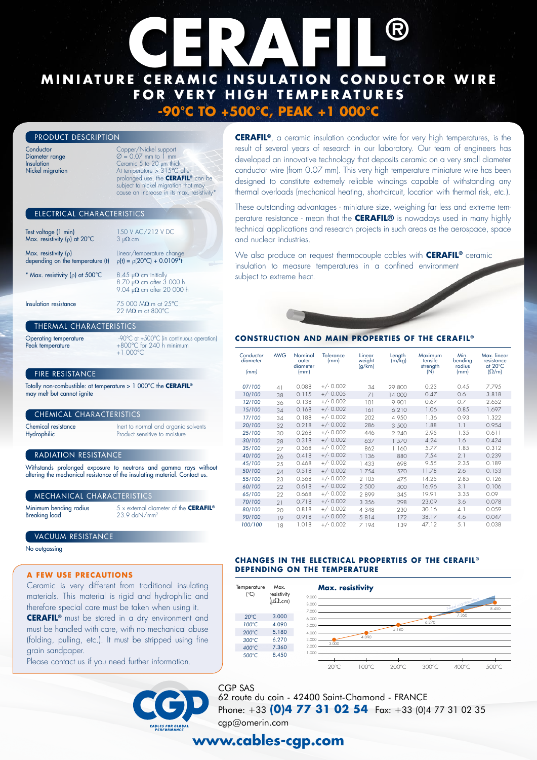# CERAFIL®

## MINIATURE CERAMIC INSULATION CONDUCTOR WIRE FOR VERY HIGH TEMPERATURES

## -90°C TO +500°C, PEAK +1 000°C

### PRODUCT DESCRIPTION

| | |
|---|---|
| Conductor | Copper/Nickel support |
| Diameter range | ∅ = 0.07 mm to 1 mm |
| Insulation | Ceramic 5 to 20 µm thick |
| Nickel migration | At temperature > 315°C after prolonged use, the **CERAFIL®** can be subject to nickel migration that may cause an increase in its max. resistivity* |

### ELECTRICAL CHARACTERISTICS

| | |
|---|---|
| Test voltage (1 min) | 150 V AC/212 V DC |
| Max. resistivity (ρ) at 20°C | 3 µΩ.cm |
| Max. resistivity (ρ) depending on the temperature (t) | Linear/temperature change $\rho(t) = \rho(20°C) + 0.0109*t$ |
| * Max. resistivity (ρ) at 500°C | 8.45 µΩ.cm initially<br>8.70 µΩ.cm after 3 000 h<br>9.04 µΩ.cm after 20 000 h |
| Insulation resistance | 75 000 MΩ.m at 25°C<br>22 MΩ.m at 800°C |

### THERMAL CHARACTERISTICS

| | |
|---|---|
| Operating temperature | -90°C at +500°C (in continuous operation)<br>+800°C for 240 h minimum |
| Peak temperature | +1 000°C |

### FIRE RESISTANCE

Totally non-combustible: at temperature > 1 000°C the **CERAFIL®** may melt but cannot ignite

### CHEMICAL CHARACTERISTICS

| | |
|---|---|
| Chemical resistance | Inert to normal and organic solvents |
| Hydrophilic | Product sensitive to moisture |

### RADIATION RESISTANCE

Withstands prolonged exposure to neutrons and gamma rays without altering the mechanical resistance of the insulating material. Contact us.

### MECHANICAL CHARACTERISTICS

| | |
|---|---|
| Minimum bending radius | 5 x external diameter of the **CERAFIL®** |
| Breaking load | 23.9 daN/mm² |

### VACUUM RESISTANCE

No outgassing

### A FEW USE PRECAUTIONS

Ceramic is very different from traditional insulating materials. This material is rigid and hydrophilic and therefore special care must be taken when using it. **CERAFIL®** must be stored in a dry environment and must be handled with care, with no mechanical abuse (folding, pulling, etc.). It must be stripped using fine grain sandpaper.

Please contact us if you need further information.

**CERAFIL®**, a ceramic insulation conductor wire for very high temperatures, is the result of several years of research in our laboratory. Our team of engineers has developed an innovative technology that deposits ceramic on a very small diameter conductor wire (from 0.07 mm). This very high temperature miniature wire has been designed to constitute extremely reliable windings capable of withstanding any thermal overloads (mechanical heating, short-circuit, location with thermal risk, etc.).

These outstanding advantages - miniature size, weighing far less and extreme temperature resistance - mean that the **CERAFIL®** is nowadays used in many highly technical applications and research projects in such areas as the aerospace, space and nuclear industries.

We also produce on request thermocouple cables with **CERAFIL®** ceramic insulation to measure temperatures in a confined environment subject to extreme heat.

### CONSTRUCTION AND MAIN PROPERTIES OF THE CERAFIL®

| Conductor diameter (mm) | AWG | Nominal outer diameter (mm) | Tolerance (mm) | Linear weight (g/km) | Length (m/kg) | Maximum tensile strength (N) | Min. bending radius (mm) | Max. linear resistance at 20°C (Ω/m) |
|---|---|---|---|---|---|---|---|---|
| 07/100 | 41 | 0.088 | +/- 0.002 | 34 | 29 800 | 0.23 | 0.45 | 7.795 |
| 10/100 | 38 | 0.115 | +/- 0.005 | 71 | 14 000 | 0.47 | 0.6 | 3.818 |
| 12/100 | 36 | 0.138 | +/- 0.002 | 101 | 9 901 | 0.67 | 0.7 | 2.652 |
| 15/100 | 34 | 0.168 | +/- 0.002 | 161 | 6 210 | 1.06 | 0.85 | 1.697 |
| 17/100 | 34 | 0.188 | +/- 0.002 | 202 | 4 950 | 1.36 | 0.93 | 1.322 |
| 20/100 | 32 | 0.218 | +/- 0.002 | 286 | 3 500 | 1.88 | 1.1 | 0.954 |
| 25/100 | 30 | 0.268 | +/- 0.002 | 446 | 2 240 | 2.95 | 1.35 | 0.611 |
| 30/100 | 28 | 0.318 | +/- 0.002 | 637 | 1 570 | 4.24 | 1.6 | 0.424 |
| 35/100 | 27 | 0.368 | +/- 0.002 | 862 | 1 160 | 5.77 | 1.85 | 0.312 |
| 40/100 | 26 | 0.418 | +/- 0.002 | 1 136 | 880 | 7.54 | 2.1 | 0.239 |
| 45/100 | 25 | 0.468 | +/- 0.002 | 1 433 | 698 | 9.55 | 2.35 | 0.189 |
| 50/100 | 24 | 0.518 | +/- 0.002 | 1 754 | 570 | 11.78 | 2.6 | 0.153 |
| 55/100 | 23 | 0.568 | +/- 0.002 | 2 105 | 475 | 14.25 | 2.85 | 0.126 |
| 60/100 | 22 | 0.618 | +/- 0.002 | 2 500 | 400 | 16.96 | 3.1 | 0.106 |
| 65/100 | 22 | 0.668 | +/- 0.002 | 2 899 | 345 | 19.91 | 3.35 | 0.09 |
| 70/100 | 21 | 0.718 | +/- 0.002 | 3 356 | 298 | 23.09 | 3.6 | 0.078 |
| 80/100 | 20 | 0.818 | +/- 0.002 | 4 348 | 230 | 30.16 | 4.1 | 0.059 |
| 90/100 | 19 | 0.918 | +/- 0.002 | 5 814 | 172 | 38.17 | 4.6 | 0.047 |
| 100/100 | 18 | 1.018 | +/- 0.002 | 7 194 | 139 | 47.12 | 5.1 | 0.038 |

### CHANGES IN THE ELECTRICAL PROPERTIES OF THE CERAFIL® DEPENDING ON THE TEMPERATURE

| Temperature (°C) | Max. resistivity (µΩ.cm) |
|---|---|
| 20°C | 3.000 |
| 100°C | 4.090 |
| 200°C | 5.180 |
| 300°C | 6.270 |
| 400°C | 7.360 |
| 500°C | 8.450 |

Max. resistivity

9.000
8.000
7.000
6.000
5.000
4.000
3.000
2.000
1.000

3.000
4.090
5.180
6.270
7.360
8.450

20°C 100°C 200°C 300°C 400°C 500°C

CGP SAS
62 route du coin - 42400 Saint-Chamond - FRANCE
Phone: +33 **(0)4 77 31 02 54** Fax: +33 (0)4 77 31 02 35
cgp@omerin.com

CABLES FOR GLOBAL PERFORMANCE

**www.cables-cgp.com**